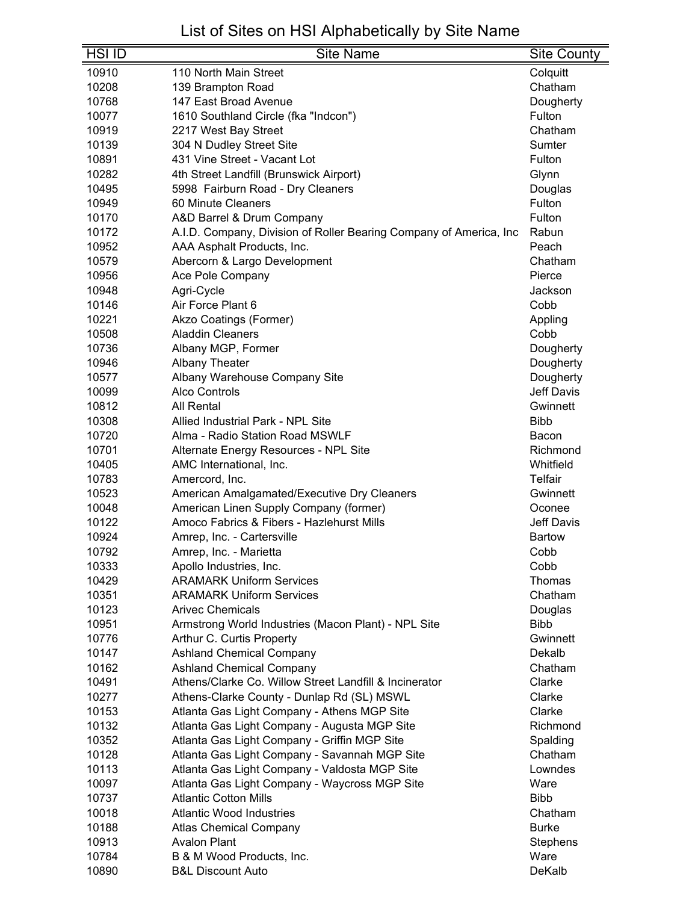# List of Sites on HSI Alphabetically by Site Name

| HSI ID | Site Name | Site County |
|---|---|---|
| 10910 | 110 North Main Street | Colquitt |
| 10208 | 139 Brampton Road | Chatham |
| 10768 | 147 East Broad Avenue | Dougherty |
| 10077 | 1610 Southland Circle (fka "Indcon") | Fulton |
| 10919 | 2217 West Bay Street | Chatham |
| 10139 | 304 N Dudley Street Site | Sumter |
| 10891 | 431 Vine Street - Vacant Lot | Fulton |
| 10282 | 4th Street Landfill (Brunswick Airport) | Glynn |
| 10495 | 5998  Fairburn Road - Dry Cleaners | Douglas |
| 10949 | 60 Minute Cleaners | Fulton |
| 10170 | A&D Barrel & Drum Company | Fulton |
| 10172 | A.I.D. Company, Division of Roller Bearing Company of America, Inc | Rabun |
| 10952 | AAA Asphalt Products, Inc. | Peach |
| 10579 | Abercorn & Largo Development | Chatham |
| 10956 | Ace Pole Company | Pierce |
| 10948 | Agri-Cycle | Jackson |
| 10146 | Air Force Plant 6 | Cobb |
| 10221 | Akzo Coatings (Former) | Appling |
| 10508 | Aladdin Cleaners | Cobb |
| 10736 | Albany MGP, Former | Dougherty |
| 10946 | Albany Theater | Dougherty |
| 10577 | Albany Warehouse Company Site | Dougherty |
| 10099 | Alco Controls | Jeff Davis |
| 10812 | All Rental | Gwinnett |
| 10308 | Allied Industrial Park - NPL Site | Bibb |
| 10720 | Alma - Radio Station Road MSWLF | Bacon |
| 10701 | Alternate Energy Resources - NPL Site | Richmond |
| 10405 | AMC International, Inc. | Whitfield |
| 10783 | Amercord, Inc. | Telfair |
| 10523 | American Amalgamated/Executive Dry Cleaners | Gwinnett |
| 10048 | American Linen Supply Company (former) | Oconee |
| 10122 | Amoco Fabrics & Fibers - Hazlehurst Mills | Jeff Davis |
| 10924 | Amrep, Inc. - Cartersville | Bartow |
| 10792 | Amrep, Inc. - Marietta | Cobb |
| 10333 | Apollo Industries, Inc. | Cobb |
| 10429 | ARAMARK Uniform Services | Thomas |
| 10351 | ARAMARK Uniform Services | Chatham |
| 10123 | Arivec Chemicals | Douglas |
| 10951 | Armstrong World Industries (Macon Plant) - NPL Site | Bibb |
| 10776 | Arthur C. Curtis Property | Gwinnett |
| 10147 | Ashland Chemical Company | Dekalb |
| 10162 | Ashland Chemical Company | Chatham |
| 10491 | Athens/Clarke Co. Willow Street Landfill & Incinerator | Clarke |
| 10277 | Athens-Clarke County - Dunlap Rd (SL) MSWL | Clarke |
| 10153 | Atlanta Gas Light Company - Athens MGP Site | Clarke |
| 10132 | Atlanta Gas Light Company - Augusta MGP Site | Richmond |
| 10352 | Atlanta Gas Light Company - Griffin MGP Site | Spalding |
| 10128 | Atlanta Gas Light Company - Savannah MGP Site | Chatham |
| 10113 | Atlanta Gas Light Company - Valdosta MGP Site | Lowndes |
| 10097 | Atlanta Gas Light Company - Waycross MGP Site | Ware |
| 10737 | Atlantic Cotton Mills | Bibb |
| 10018 | Atlantic Wood Industries | Chatham |
| 10188 | Atlas Chemical Company | Burke |
| 10913 | Avalon Plant | Stephens |
| 10784 | B & M Wood Products, Inc. | Ware |
| 10890 | B&L Discount Auto | DeKalb |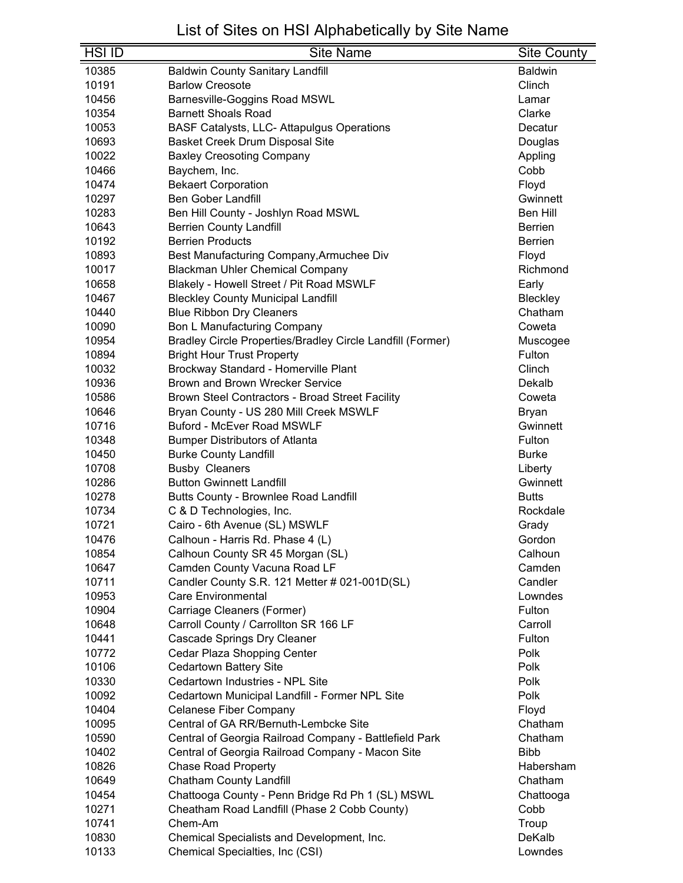# List of Sites on HSI Alphabetically by Site Name

| HSI ID | Site Name | Site County |
|---|---|---|
| 10385 | Baldwin County Sanitary Landfill | Baldwin |
| 10191 | Barlow Creosote | Clinch |
| 10456 | Barnesville-Goggins Road MSWL | Lamar |
| 10354 | Barnett Shoals Road | Clarke |
| 10053 | BASF Catalysts, LLC- Attapulgus Operations | Decatur |
| 10693 | Basket Creek Drum Disposal Site | Douglas |
| 10022 | Baxley Creosoting Company | Appling |
| 10466 | Baychem, Inc. | Cobb |
| 10474 | Bekaert Corporation | Floyd |
| 10297 | Ben Gober Landfill | Gwinnett |
| 10283 | Ben Hill County - Joshlyn Road MSWL | Ben Hill |
| 10643 | Berrien County Landfill | Berrien |
| 10192 | Berrien Products | Berrien |
| 10893 | Best Manufacturing Company,Armuchee Div | Floyd |
| 10017 | Blackman Uhler Chemical Company | Richmond |
| 10658 | Blakely - Howell Street / Pit Road MSWLF | Early |
| 10467 | Bleckley County Municipal Landfill | Bleckley |
| 10440 | Blue Ribbon Dry Cleaners | Chatham |
| 10090 | Bon L Manufacturing Company | Coweta |
| 10954 | Bradley Circle Properties/Bradley Circle Landfill (Former) | Muscogee |
| 10894 | Bright Hour Trust Property | Fulton |
| 10032 | Brockway Standard - Homerville Plant | Clinch |
| 10936 | Brown and Brown Wrecker Service | Dekalb |
| 10586 | Brown Steel Contractors - Broad Street Facility | Coweta |
| 10646 | Bryan County - US 280 Mill Creek MSWLF | Bryan |
| 10716 | Buford - McEver Road MSWLF | Gwinnett |
| 10348 | Bumper Distributors of Atlanta | Fulton |
| 10450 | Burke County Landfill | Burke |
| 10708 | Busby Cleaners | Liberty |
| 10286 | Button Gwinnett Landfill | Gwinnett |
| 10278 | Butts County - Brownlee Road Landfill | Butts |
| 10734 | C & D Technologies, Inc. | Rockdale |
| 10721 | Cairo - 6th Avenue (SL) MSWLF | Grady |
| 10476 | Calhoun - Harris Rd. Phase 4 (L) | Gordon |
| 10854 | Calhoun County SR 45 Morgan (SL) | Calhoun |
| 10647 | Camden County Vacuna Road LF | Camden |
| 10711 | Candler County S.R. 121 Metter # 021-001D(SL) | Candler |
| 10953 | Care Environmental | Lowndes |
| 10904 | Carriage Cleaners (Former) | Fulton |
| 10648 | Carroll County / Carrollton SR 166 LF | Carroll |
| 10441 | Cascade Springs Dry Cleaner | Fulton |
| 10772 | Cedar Plaza Shopping Center | Polk |
| 10106 | Cedartown Battery Site | Polk |
| 10330 | Cedartown Industries - NPL Site | Polk |
| 10092 | Cedartown Municipal Landfill - Former NPL Site | Polk |
| 10404 | Celanese Fiber Company | Floyd |
| 10095 | Central of GA RR/Bernuth-Lembcke Site | Chatham |
| 10590 | Central of Georgia Railroad Company - Battlefield Park | Chatham |
| 10402 | Central of Georgia Railroad Company - Macon Site | Bibb |
| 10826 | Chase Road Property | Habersham |
| 10649 | Chatham County Landfill | Chatham |
| 10454 | Chattooga County - Penn Bridge Rd Ph 1 (SL) MSWL | Chattooga |
| 10271 | Cheatham Road Landfill (Phase 2 Cobb County) | Cobb |
| 10741 | Chem-Am | Troup |
| 10830 | Chemical Specialists and Development, Inc. | DeKalb |
| 10133 | Chemical Specialties, Inc (CSI) | Lowndes |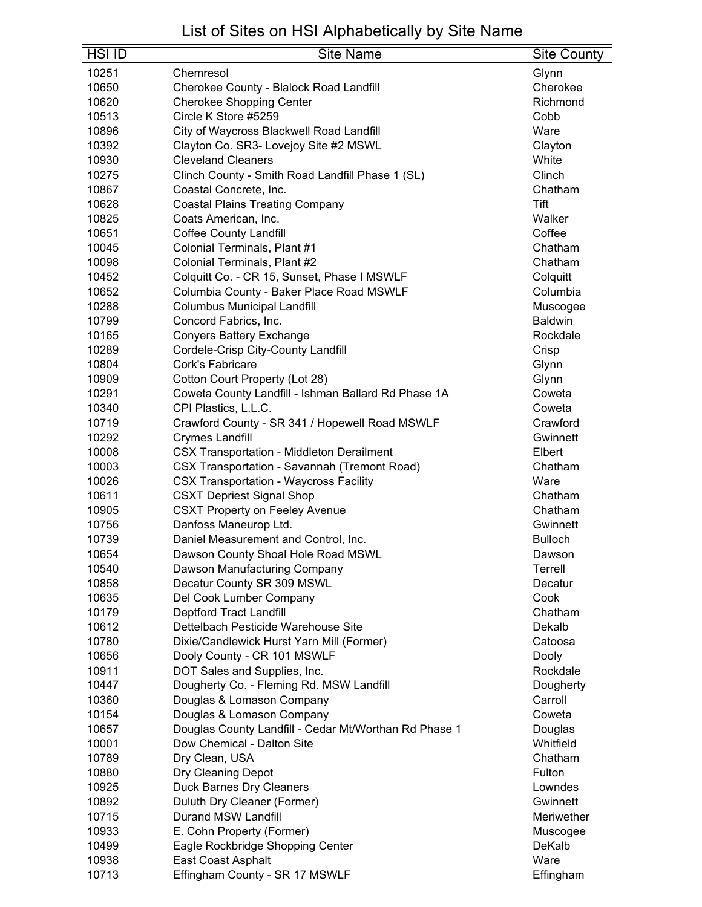# List of Sites on HSI Alphabetically by Site Name

| HSI ID | Site Name | Site County |
|---|---|---|
| 10251 | Chemresol | Glynn |
| 10650 | Cherokee County - Blalock Road Landfill | Cherokee |
| 10620 | Cherokee Shopping Center | Richmond |
| 10513 | Circle K Store #5259 | Cobb |
| 10896 | City of Waycross Blackwell Road Landfill | Ware |
| 10392 | Clayton Co. SR3- Lovejoy Site #2 MSWL | Clayton |
| 10930 | Cleveland Cleaners | White |
| 10275 | Clinch County - Smith Road Landfill Phase 1 (SL) | Clinch |
| 10867 | Coastal Concrete, Inc. | Chatham |
| 10628 | Coastal Plains Treating Company | Tift |
| 10825 | Coats American, Inc. | Walker |
| 10651 | Coffee County Landfill | Coffee |
| 10045 | Colonial Terminals, Plant #1 | Chatham |
| 10098 | Colonial Terminals, Plant #2 | Chatham |
| 10452 | Colquitt Co. - CR 15, Sunset, Phase I MSWLF | Colquitt |
| 10652 | Columbia County - Baker Place Road MSWLF | Columbia |
| 10288 | Columbus Municipal Landfill | Muscogee |
| 10799 | Concord Fabrics, Inc. | Baldwin |
| 10165 | Conyers Battery Exchange | Rockdale |
| 10289 | Cordele-Crisp City-County Landfill | Crisp |
| 10804 | Cork's Fabricare | Glynn |
| 10909 | Cotton Court Property (Lot 28) | Glynn |
| 10291 | Coweta County Landfill - Ishman Ballard Rd Phase 1A | Coweta |
| 10340 | CPI Plastics, L.L.C. | Coweta |
| 10719 | Crawford County - SR 341 / Hopewell Road MSWLF | Crawford |
| 10292 | Crymes Landfill | Gwinnett |
| 10008 | CSX Transportation - Middleton Derailment | Elbert |
| 10003 | CSX Transportation - Savannah (Tremont Road) | Chatham |
| 10026 | CSX Transportation - Waycross Facility | Ware |
| 10611 | CSXT Depriest Signal Shop | Chatham |
| 10905 | CSXT Property on Feeley Avenue | Chatham |
| 10756 | Danfoss Maneurop Ltd. | Gwinnett |
| 10739 | Daniel Measurement and Control, Inc. | Bulloch |
| 10654 | Dawson County Shoal Hole Road MSWL | Dawson |
| 10540 | Dawson Manufacturing Company | Terrell |
| 10858 | Decatur County SR 309 MSWL | Decatur |
| 10635 | Del Cook Lumber Company | Cook |
| 10179 | Deptford Tract Landfill | Chatham |
| 10612 | Dettelbach Pesticide Warehouse Site | Dekalb |
| 10780 | Dixie/Candlewick Hurst Yarn Mill (Former) | Catoosa |
| 10656 | Dooly County - CR 101 MSWLF | Dooly |
| 10911 | DOT Sales and Supplies, Inc. | Rockdale |
| 10447 | Dougherty Co. - Fleming Rd. MSW Landfill | Dougherty |
| 10360 | Douglas & Lomason Company | Carroll |
| 10154 | Douglas & Lomason Company | Coweta |
| 10657 | Douglas County Landfill - Cedar Mt/Worthan Rd Phase 1 | Douglas |
| 10001 | Dow Chemical - Dalton Site | Whitfield |
| 10789 | Dry Clean, USA | Chatham |
| 10880 | Dry Cleaning Depot | Fulton |
| 10925 | Duck Barnes Dry Cleaners | Lowndes |
| 10892 | Duluth Dry Cleaner (Former) | Gwinnett |
| 10715 | Durand MSW Landfill | Meriwether |
| 10933 | E. Cohn Property (Former) | Muscogee |
| 10499 | Eagle Rockbridge Shopping Center | DeKalb |
| 10938 | East Coast Asphalt | Ware |
| 10713 | Effingham County - SR 17 MSWLF | Effingham |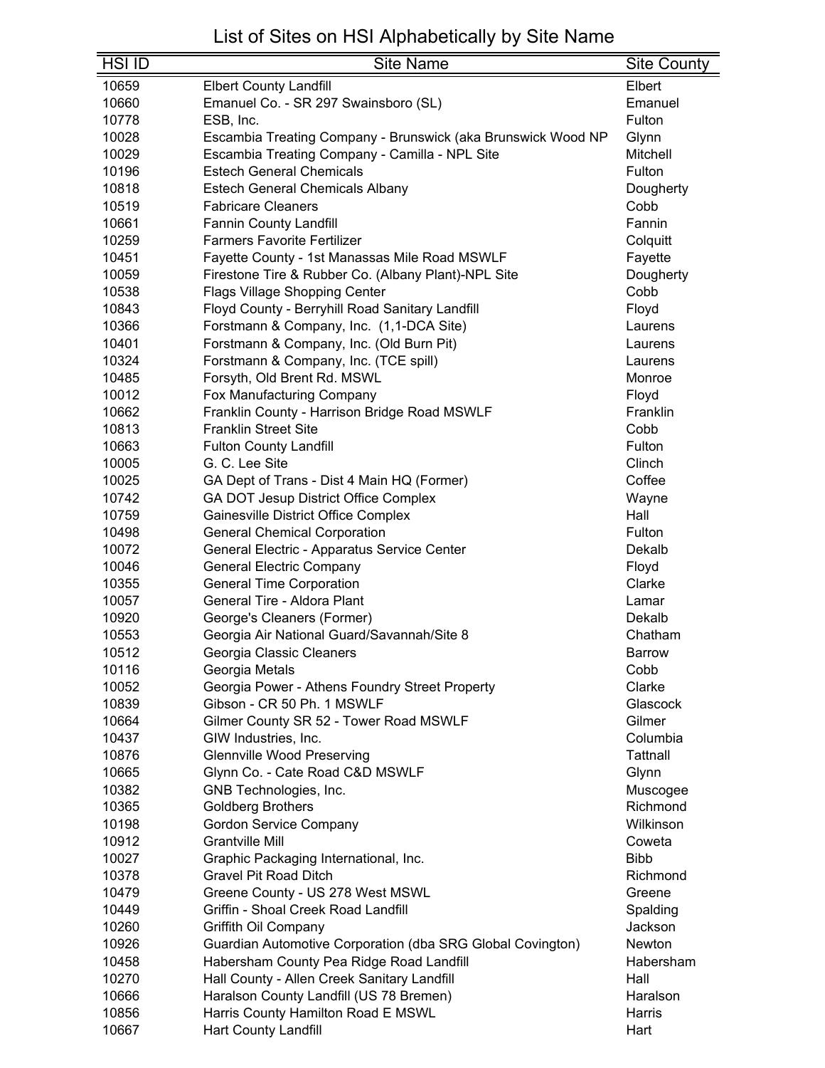# List of Sites on HSI Alphabetically by Site Name

| HSI ID | Site Name | Site County |
|---|---|---|
| 10659 | Elbert County Landfill | Elbert |
| 10660 | Emanuel Co. - SR 297 Swainsboro (SL) | Emanuel |
| 10778 | ESB, Inc. | Fulton |
| 10028 | Escambia Treating Company - Brunswick (aka Brunswick Wood NP | Glynn |
| 10029 | Escambia Treating Company - Camilla - NPL Site | Mitchell |
| 10196 | Estech General Chemicals | Fulton |
| 10818 | Estech General Chemicals Albany | Dougherty |
| 10519 | Fabricare Cleaners | Cobb |
| 10661 | Fannin County Landfill | Fannin |
| 10259 | Farmers Favorite Fertilizer | Colquitt |
| 10451 | Fayette County - 1st Manassas Mile Road MSWLF | Fayette |
| 10059 | Firestone Tire & Rubber Co. (Albany Plant)-NPL Site | Dougherty |
| 10538 | Flags Village Shopping Center | Cobb |
| 10843 | Floyd County - Berryhill Road Sanitary Landfill | Floyd |
| 10366 | Forstmann & Company, Inc. (1,1-DCA Site) | Laurens |
| 10401 | Forstmann & Company, Inc. (Old Burn Pit) | Laurens |
| 10324 | Forstmann & Company, Inc. (TCE spill) | Laurens |
| 10485 | Forsyth, Old Brent Rd. MSWL | Monroe |
| 10012 | Fox Manufacturing Company | Floyd |
| 10662 | Franklin County - Harrison Bridge Road MSWLF | Franklin |
| 10813 | Franklin Street Site | Cobb |
| 10663 | Fulton County Landfill | Fulton |
| 10005 | G. C. Lee Site | Clinch |
| 10025 | GA Dept of Trans - Dist 4 Main HQ (Former) | Coffee |
| 10742 | GA DOT Jesup District Office Complex | Wayne |
| 10759 | Gainesville District Office Complex | Hall |
| 10498 | General Chemical Corporation | Fulton |
| 10072 | General Electric - Apparatus Service Center | Dekalb |
| 10046 | General Electric Company | Floyd |
| 10355 | General Time Corporation | Clarke |
| 10057 | General Tire - Aldora Plant | Lamar |
| 10920 | George's Cleaners (Former) | Dekalb |
| 10553 | Georgia Air National Guard/Savannah/Site 8 | Chatham |
| 10512 | Georgia Classic Cleaners | Barrow |
| 10116 | Georgia Metals | Cobb |
| 10052 | Georgia Power - Athens Foundry Street Property | Clarke |
| 10839 | Gibson - CR 50 Ph. 1 MSWLF | Glascock |
| 10664 | Gilmer County SR 52 - Tower Road MSWLF | Gilmer |
| 10437 | GIW Industries, Inc. | Columbia |
| 10876 | Glennville Wood Preserving | Tattnall |
| 10665 | Glynn Co. - Cate Road C&D MSWLF | Glynn |
| 10382 | GNB Technologies, Inc. | Muscogee |
| 10365 | Goldberg Brothers | Richmond |
| 10198 | Gordon Service Company | Wilkinson |
| 10912 | Grantville Mill | Coweta |
| 10027 | Graphic Packaging International, Inc. | Bibb |
| 10378 | Gravel Pit Road Ditch | Richmond |
| 10479 | Greene County - US 278 West MSWL | Greene |
| 10449 | Griffin - Shoal Creek Road Landfill | Spalding |
| 10260 | Griffith Oil Company | Jackson |
| 10926 | Guardian Automotive Corporation (dba SRG Global Covington) | Newton |
| 10458 | Habersham County Pea Ridge Road Landfill | Habersham |
| 10270 | Hall County - Allen Creek Sanitary Landfill | Hall |
| 10666 | Haralson County Landfill (US 78 Bremen) | Haralson |
| 10856 | Harris County Hamilton Road E MSWL | Harris |
| 10667 | Hart County Landfill | Hart |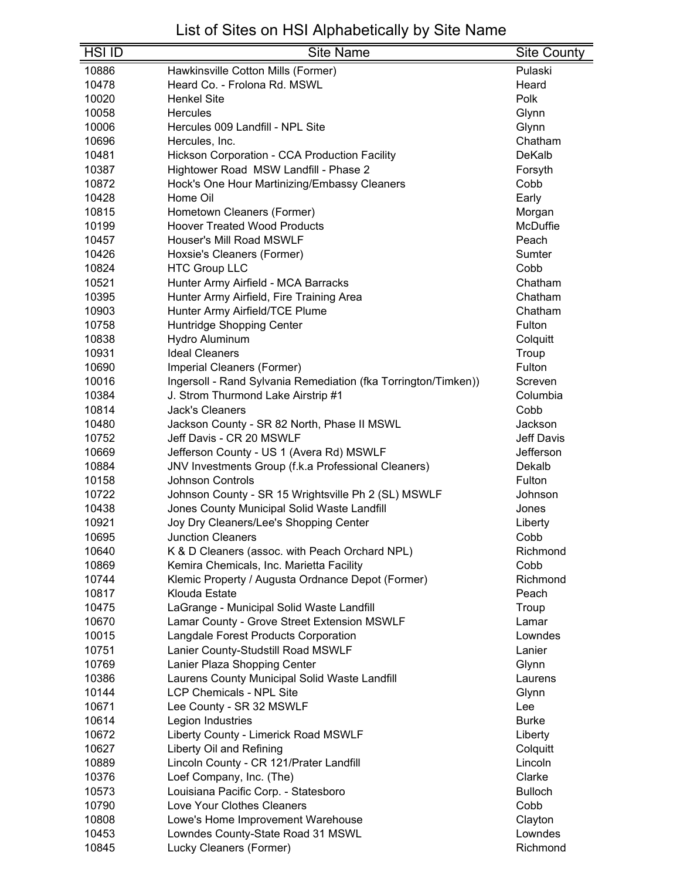# List of Sites on HSI Alphabetically by Site Name

| HSI ID | Site Name | Site County |
|---|---|---|
| 10886 | Hawkinsville Cotton Mills (Former) | Pulaski |
| 10478 | Heard Co. - Frolona Rd. MSWL | Heard |
| 10020 | Henkel Site | Polk |
| 10058 | Hercules | Glynn |
| 10006 | Hercules 009 Landfill - NPL Site | Glynn |
| 10696 | Hercules, Inc. | Chatham |
| 10481 | Hickson Corporation - CCA Production Facility | DeKalb |
| 10387 | Hightower Road  MSW Landfill - Phase 2 | Forsyth |
| 10872 | Hock's One Hour Martinizing/Embassy Cleaners | Cobb |
| 10428 | Home Oil | Early |
| 10815 | Hometown Cleaners (Former) | Morgan |
| 10199 | Hoover Treated Wood Products | McDuffie |
| 10457 | Houser's Mill Road MSWLF | Peach |
| 10426 | Hoxsie's Cleaners (Former) | Sumter |
| 10824 | HTC Group LLC | Cobb |
| 10521 | Hunter Army Airfield - MCA Barracks | Chatham |
| 10395 | Hunter Army Airfield, Fire Training Area | Chatham |
| 10903 | Hunter Army Airfield/TCE Plume | Chatham |
| 10758 | Huntridge Shopping Center | Fulton |
| 10838 | Hydro Aluminum | Colquitt |
| 10931 | Ideal Cleaners | Troup |
| 10690 | Imperial Cleaners (Former) | Fulton |
| 10016 | Ingersoll - Rand Sylvania Remediation (fka Torrington/Timken)) | Screven |
| 10384 | J. Strom Thurmond Lake Airstrip #1 | Columbia |
| 10814 | Jack's Cleaners | Cobb |
| 10480 | Jackson County - SR 82 North, Phase II MSWL | Jackson |
| 10752 | Jeff Davis - CR 20 MSWLF | Jeff Davis |
| 10669 | Jefferson County - US 1 (Avera Rd) MSWLF | Jefferson |
| 10884 | JNV Investments Group (f.k.a Professional Cleaners) | Dekalb |
| 10158 | Johnson Controls | Fulton |
| 10722 | Johnson County - SR 15 Wrightsville Ph 2 (SL) MSWLF | Johnson |
| 10438 | Jones County Municipal Solid Waste Landfill | Jones |
| 10921 | Joy Dry Cleaners/Lee's Shopping Center | Liberty |
| 10695 | Junction Cleaners | Cobb |
| 10640 | K & D Cleaners (assoc. with Peach Orchard NPL) | Richmond |
| 10869 | Kemira Chemicals, Inc. Marietta Facility | Cobb |
| 10744 | Klemic Property / Augusta Ordnance Depot (Former) | Richmond |
| 10817 | Klouda Estate | Peach |
| 10475 | LaGrange - Municipal Solid Waste Landfill | Troup |
| 10670 | Lamar County - Grove Street Extension MSWLF | Lamar |
| 10015 | Langdale Forest Products Corporation | Lowndes |
| 10751 | Lanier County-Studstill Road MSWLF | Lanier |
| 10769 | Lanier Plaza Shopping Center | Glynn |
| 10386 | Laurens County Municipal Solid Waste Landfill | Laurens |
| 10144 | LCP Chemicals - NPL Site | Glynn |
| 10671 | Lee County - SR 32 MSWLF | Lee |
| 10614 | Legion Industries | Burke |
| 10672 | Liberty County - Limerick Road MSWLF | Liberty |
| 10627 | Liberty Oil and Refining | Colquitt |
| 10889 | Lincoln County - CR 121/Prater Landfill | Lincoln |
| 10376 | Loef Company, Inc. (The) | Clarke |
| 10573 | Louisiana Pacific Corp. - Statesboro | Bulloch |
| 10790 | Love Your Clothes Cleaners | Cobb |
| 10808 | Lowe's Home Improvement Warehouse | Clayton |
| 10453 | Lowndes County-State Road 31 MSWL | Lowndes |
| 10845 | Lucky Cleaners (Former) | Richmond |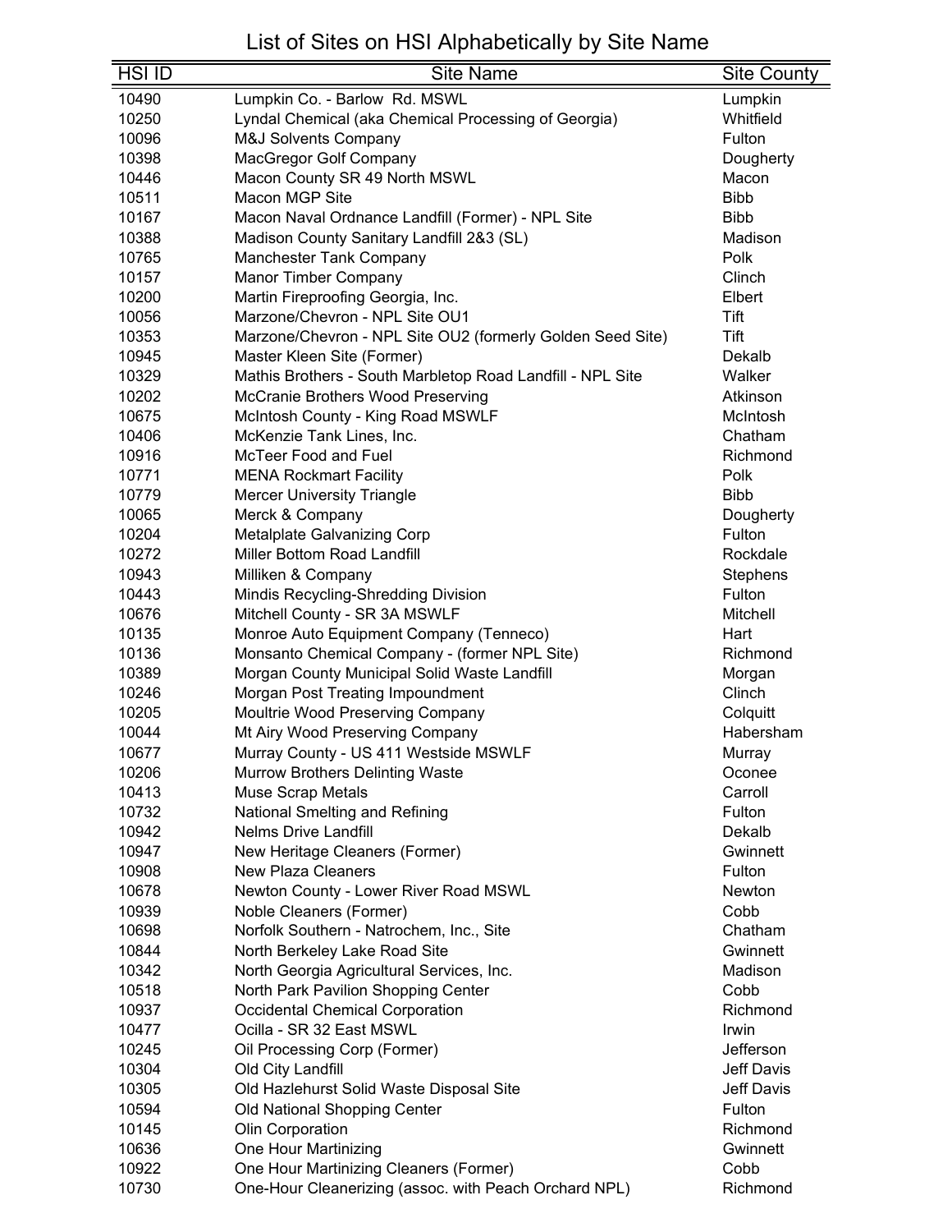# List of Sites on HSI Alphabetically by Site Name

| HSI ID | Site Name | Site County |
|---|---|---|
| 10490 | Lumpkin Co. - Barlow Rd. MSWL | Lumpkin |
| 10250 | Lyndal Chemical (aka Chemical Processing of Georgia) | Whitfield |
| 10096 | M&J Solvents Company | Fulton |
| 10398 | MacGregor Golf Company | Dougherty |
| 10446 | Macon County SR 49 North MSWL | Macon |
| 10511 | Macon MGP Site | Bibb |
| 10167 | Macon Naval Ordnance Landfill (Former) - NPL Site | Bibb |
| 10388 | Madison County Sanitary Landfill 2&3 (SL) | Madison |
| 10765 | Manchester Tank Company | Polk |
| 10157 | Manor Timber Company | Clinch |
| 10200 | Martin Fireproofing Georgia, Inc. | Elbert |
| 10056 | Marzone/Chevron - NPL Site OU1 | Tift |
| 10353 | Marzone/Chevron - NPL Site OU2 (formerly Golden Seed Site) | Tift |
| 10945 | Master Kleen Site (Former) | Dekalb |
| 10329 | Mathis Brothers - South Marbletop Road Landfill - NPL Site | Walker |
| 10202 | McCranie Brothers Wood Preserving | Atkinson |
| 10675 | McIntosh County - King Road MSWLF | McIntosh |
| 10406 | McKenzie Tank Lines, Inc. | Chatham |
| 10916 | McTeer Food and Fuel | Richmond |
| 10771 | MENA Rockmart Facility | Polk |
| 10779 | Mercer University Triangle | Bibb |
| 10065 | Merck & Company | Dougherty |
| 10204 | Metalplate Galvanizing Corp | Fulton |
| 10272 | Miller Bottom Road Landfill | Rockdale |
| 10943 | Milliken & Company | Stephens |
| 10443 | Mindis Recycling-Shredding Division | Fulton |
| 10676 | Mitchell County - SR 3A MSWLF | Mitchell |
| 10135 | Monroe Auto Equipment Company (Tenneco) | Hart |
| 10136 | Monsanto Chemical Company - (former NPL Site) | Richmond |
| 10389 | Morgan County Municipal Solid Waste Landfill | Morgan |
| 10246 | Morgan Post Treating Impoundment | Clinch |
| 10205 | Moultrie Wood Preserving Company | Colquitt |
| 10044 | Mt Airy Wood Preserving Company | Habersham |
| 10677 | Murray County - US 411 Westside MSWLF | Murray |
| 10206 | Murrow Brothers Delinting Waste | Oconee |
| 10413 | Muse Scrap Metals | Carroll |
| 10732 | National Smelting and Refining | Fulton |
| 10942 | Nelms Drive Landfill | Dekalb |
| 10947 | New Heritage Cleaners (Former) | Gwinnett |
| 10908 | New Plaza Cleaners | Fulton |
| 10678 | Newton County - Lower River Road MSWL | Newton |
| 10939 | Noble Cleaners (Former) | Cobb |
| 10698 | Norfolk Southern - Natrochem, Inc., Site | Chatham |
| 10844 | North Berkeley Lake Road Site | Gwinnett |
| 10342 | North Georgia Agricultural Services, Inc. | Madison |
| 10518 | North Park Pavilion Shopping Center | Cobb |
| 10937 | Occidental Chemical Corporation | Richmond |
| 10477 | Ocilla - SR 32 East MSWL | Irwin |
| 10245 | Oil Processing Corp (Former) | Jefferson |
| 10304 | Old City Landfill | Jeff Davis |
| 10305 | Old Hazlehurst Solid Waste Disposal Site | Jeff Davis |
| 10594 | Old National Shopping Center | Fulton |
| 10145 | Olin Corporation | Richmond |
| 10636 | One Hour Martinizing | Gwinnett |
| 10922 | One Hour Martinizing Cleaners (Former) | Cobb |
| 10730 | One-Hour Cleanerizing (assoc. with Peach Orchard NPL) | Richmond |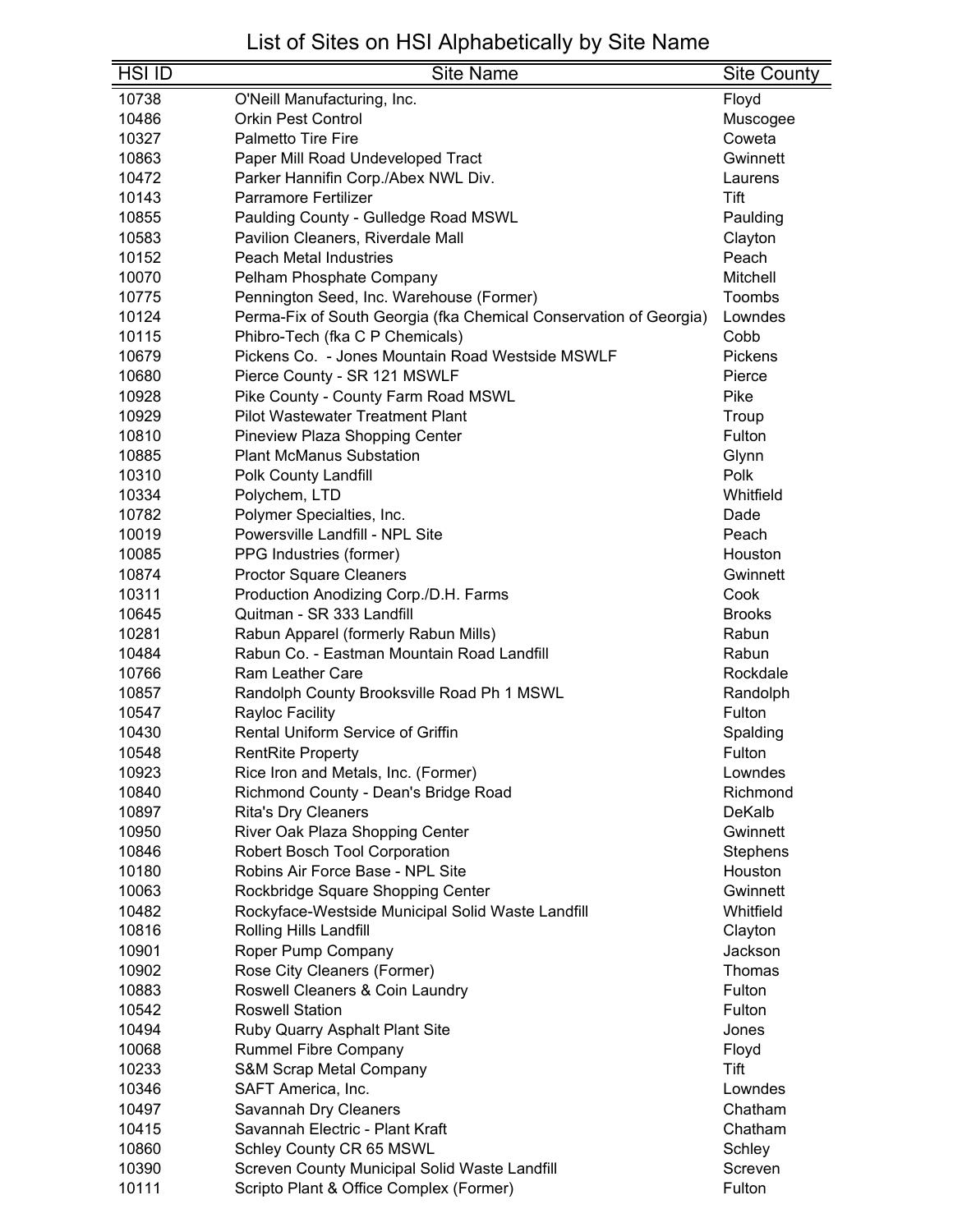# List of Sites on HSI Alphabetically by Site Name

| HSI ID | Site Name | Site County |
|---|---|---|
| 10738 | O'Neill Manufacturing, Inc. | Floyd |
| 10486 | Orkin Pest Control | Muscogee |
| 10327 | Palmetto Tire Fire | Coweta |
| 10863 | Paper Mill Road Undeveloped Tract | Gwinnett |
| 10472 | Parker Hannifin Corp./Abex NWL Div. | Laurens |
| 10143 | Parramore Fertilizer | Tift |
| 10855 | Paulding County - Gulledge Road MSWL | Paulding |
| 10583 | Pavilion Cleaners, Riverdale Mall | Clayton |
| 10152 | Peach Metal Industries | Peach |
| 10070 | Pelham Phosphate Company | Mitchell |
| 10775 | Pennington Seed, Inc. Warehouse (Former) | Toombs |
| 10124 | Perma-Fix of South Georgia (fka Chemical Conservation of Georgia) | Lowndes |
| 10115 | Phibro-Tech (fka C P Chemicals) | Cobb |
| 10679 | Pickens Co. - Jones Mountain Road Westside MSWLF | Pickens |
| 10680 | Pierce County - SR 121 MSWLF | Pierce |
| 10928 | Pike County - County Farm Road MSWL | Pike |
| 10929 | Pilot Wastewater Treatment Plant | Troup |
| 10810 | Pineview Plaza Shopping Center | Fulton |
| 10885 | Plant McManus Substation | Glynn |
| 10310 | Polk County Landfill | Polk |
| 10334 | Polychem, LTD | Whitfield |
| 10782 | Polymer Specialties, Inc. | Dade |
| 10019 | Powersville Landfill - NPL Site | Peach |
| 10085 | PPG Industries (former) | Houston |
| 10874 | Proctor Square Cleaners | Gwinnett |
| 10311 | Production Anodizing Corp./D.H. Farms | Cook |
| 10645 | Quitman - SR 333 Landfill | Brooks |
| 10281 | Rabun Apparel (formerly Rabun Mills) | Rabun |
| 10484 | Rabun Co. - Eastman Mountain Road Landfill | Rabun |
| 10766 | Ram Leather Care | Rockdale |
| 10857 | Randolph County Brooksville Road Ph 1 MSWL | Randolph |
| 10547 | Rayloc Facility | Fulton |
| 10430 | Rental Uniform Service of Griffin | Spalding |
| 10548 | RentRite Property | Fulton |
| 10923 | Rice Iron and Metals, Inc. (Former) | Lowndes |
| 10840 | Richmond County - Dean's Bridge Road | Richmond |
| 10897 | Rita's Dry Cleaners | DeKalb |
| 10950 | River Oak Plaza Shopping Center | Gwinnett |
| 10846 | Robert Bosch Tool Corporation | Stephens |
| 10180 | Robins Air Force Base - NPL Site | Houston |
| 10063 | Rockbridge Square Shopping Center | Gwinnett |
| 10482 | Rockyface-Westside Municipal Solid Waste Landfill | Whitfield |
| 10816 | Rolling Hills Landfill | Clayton |
| 10901 | Roper Pump Company | Jackson |
| 10902 | Rose City Cleaners (Former) | Thomas |
| 10883 | Roswell Cleaners & Coin Laundry | Fulton |
| 10542 | Roswell Station | Fulton |
| 10494 | Ruby Quarry Asphalt Plant Site | Jones |
| 10068 | Rummel Fibre Company | Floyd |
| 10233 | S&M Scrap Metal Company | Tift |
| 10346 | SAFT America, Inc. | Lowndes |
| 10497 | Savannah Dry Cleaners | Chatham |
| 10415 | Savannah Electric - Plant Kraft | Chatham |
| 10860 | Schley County CR 65 MSWL | Schley |
| 10390 | Screven County Municipal Solid Waste Landfill | Screven |
| 10111 | Scripto Plant & Office Complex (Former) | Fulton |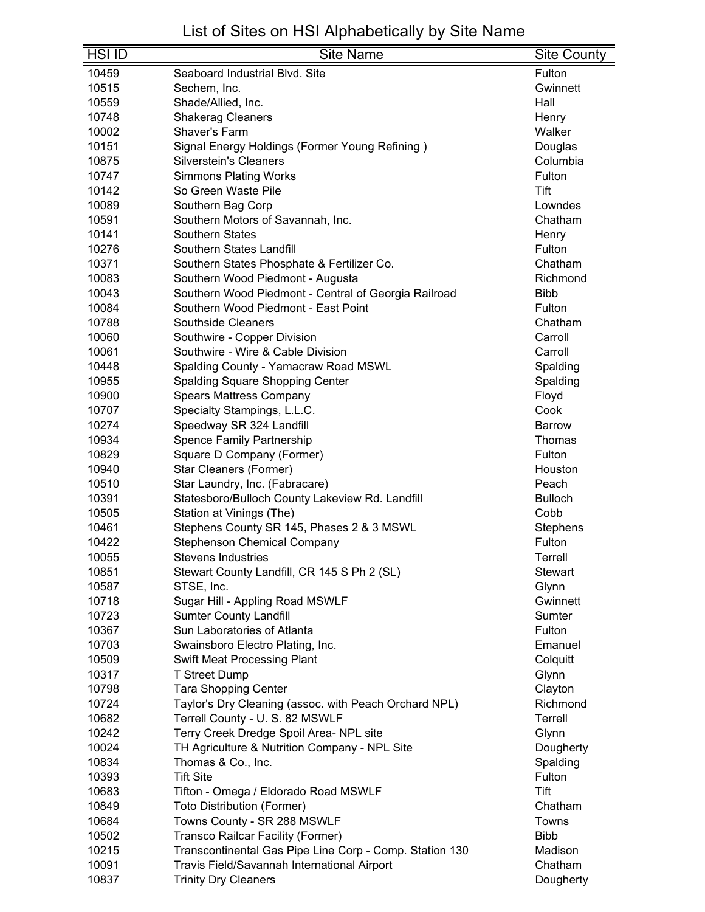# List of Sites on HSI Alphabetically by Site Name

| HSI ID | Site Name | Site County |
|---|---|---|
| 10459 | Seaboard Industrial Blvd. Site | Fulton |
| 10515 | Sechem, Inc. | Gwinnett |
| 10559 | Shade/Allied, Inc. | Hall |
| 10748 | Shakerag Cleaners | Henry |
| 10002 | Shaver's Farm | Walker |
| 10151 | Signal Energy Holdings (Former Young Refining ) | Douglas |
| 10875 | Silverstein's Cleaners | Columbia |
| 10747 | Simmons Plating Works | Fulton |
| 10142 | So Green Waste Pile | Tift |
| 10089 | Southern Bag Corp | Lowndes |
| 10591 | Southern Motors of Savannah, Inc. | Chatham |
| 10141 | Southern States | Henry |
| 10276 | Southern States Landfill | Fulton |
| 10371 | Southern States Phosphate & Fertilizer Co. | Chatham |
| 10083 | Southern Wood Piedmont - Augusta | Richmond |
| 10043 | Southern Wood Piedmont - Central of Georgia Railroad | Bibb |
| 10084 | Southern Wood Piedmont - East Point | Fulton |
| 10788 | Southside Cleaners | Chatham |
| 10060 | Southwire - Copper Division | Carroll |
| 10061 | Southwire - Wire & Cable Division | Carroll |
| 10448 | Spalding County - Yamacraw Road MSWL | Spalding |
| 10955 | Spalding Square Shopping Center | Spalding |
| 10900 | Spears Mattress Company | Floyd |
| 10707 | Specialty Stampings, L.L.C. | Cook |
| 10274 | Speedway SR 324 Landfill | Barrow |
| 10934 | Spence Family Partnership | Thomas |
| 10829 | Square D Company (Former) | Fulton |
| 10940 | Star Cleaners (Former) | Houston |
| 10510 | Star Laundry, Inc. (Fabracare) | Peach |
| 10391 | Statesboro/Bulloch County Lakeview Rd. Landfill | Bulloch |
| 10505 | Station at Vinings (The) | Cobb |
| 10461 | Stephens County SR 145, Phases 2 & 3 MSWL | Stephens |
| 10422 | Stephenson Chemical Company | Fulton |
| 10055 | Stevens Industries | Terrell |
| 10851 | Stewart County Landfill, CR 145 S Ph 2 (SL) | Stewart |
| 10587 | STSE, Inc. | Glynn |
| 10718 | Sugar Hill - Appling Road MSWLF | Gwinnett |
| 10723 | Sumter County Landfill | Sumter |
| 10367 | Sun Laboratories of Atlanta | Fulton |
| 10703 | Swainsboro Electro Plating, Inc. | Emanuel |
| 10509 | Swift Meat Processing Plant | Colquitt |
| 10317 | T Street Dump | Glynn |
| 10798 | Tara Shopping Center | Clayton |
| 10724 | Taylor's Dry Cleaning (assoc. with Peach Orchard NPL) | Richmond |
| 10682 | Terrell County - U. S. 82 MSWLF | Terrell |
| 10242 | Terry Creek Dredge Spoil Area- NPL site | Glynn |
| 10024 | TH Agriculture & Nutrition Company - NPL Site | Dougherty |
| 10834 | Thomas & Co., Inc. | Spalding |
| 10393 | Tift Site | Fulton |
| 10683 | Tifton - Omega / Eldorado Road MSWLF | Tift |
| 10849 | Toto Distribution (Former) | Chatham |
| 10684 | Towns County - SR 288 MSWLF | Towns |
| 10502 | Transco Railcar Facility (Former) | Bibb |
| 10215 | Transcontinental Gas Pipe Line Corp - Comp. Station 130 | Madison |
| 10091 | Travis Field/Savannah International Airport | Chatham |
| 10837 | Trinity Dry Cleaners | Dougherty |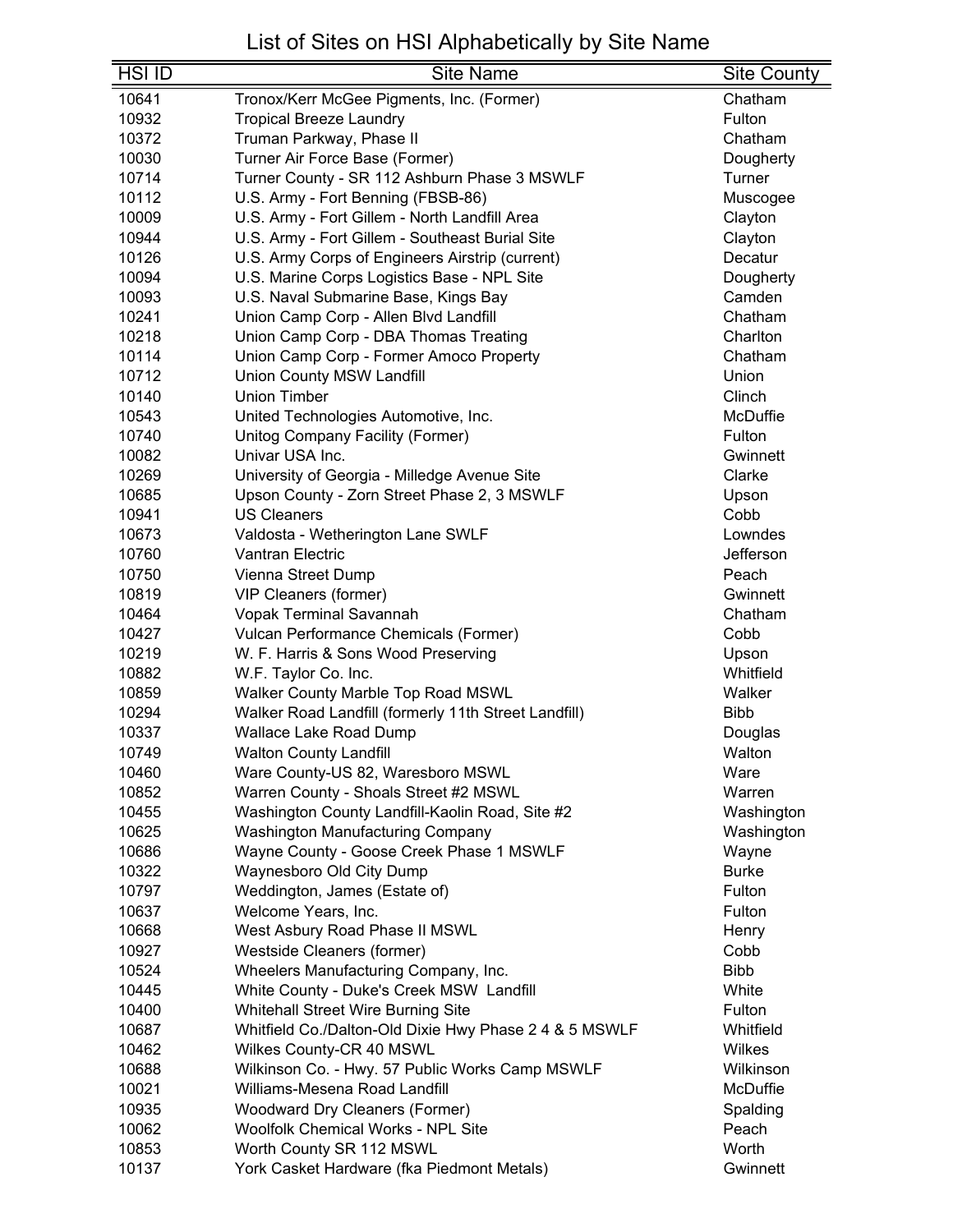# List of Sites on HSI Alphabetically by Site Name

| HSI ID | Site Name | Site County |
|---|---|---|
| 10641 | Tronox/Kerr McGee Pigments, Inc. (Former) | Chatham |
| 10932 | Tropical Breeze Laundry | Fulton |
| 10372 | Truman Parkway, Phase II | Chatham |
| 10030 | Turner Air Force Base (Former) | Dougherty |
| 10714 | Turner County - SR 112 Ashburn Phase 3 MSWLF | Turner |
| 10112 | U.S. Army - Fort Benning (FBSB-86) | Muscogee |
| 10009 | U.S. Army - Fort Gillem - North Landfill Area | Clayton |
| 10944 | U.S. Army - Fort Gillem - Southeast Burial Site | Clayton |
| 10126 | U.S. Army Corps of Engineers Airstrip (current) | Decatur |
| 10094 | U.S. Marine Corps Logistics Base - NPL Site | Dougherty |
| 10093 | U.S. Naval Submarine Base, Kings Bay | Camden |
| 10241 | Union Camp Corp - Allen Blvd Landfill | Chatham |
| 10218 | Union Camp Corp - DBA Thomas Treating | Charlton |
| 10114 | Union Camp Corp - Former Amoco Property | Chatham |
| 10712 | Union County MSW Landfill | Union |
| 10140 | Union Timber | Clinch |
| 10543 | United Technologies Automotive, Inc. | McDuffie |
| 10740 | Unitog Company Facility (Former) | Fulton |
| 10082 | Univar USA Inc. | Gwinnett |
| 10269 | University of Georgia - Milledge Avenue Site | Clarke |
| 10685 | Upson County - Zorn Street Phase 2, 3 MSWLF | Upson |
| 10941 | US Cleaners | Cobb |
| 10673 | Valdosta - Wetherington Lane SWLF | Lowndes |
| 10760 | Vantran Electric | Jefferson |
| 10750 | Vienna Street Dump | Peach |
| 10819 | VIP Cleaners (former) | Gwinnett |
| 10464 | Vopak Terminal Savannah | Chatham |
| 10427 | Vulcan Performance Chemicals (Former) | Cobb |
| 10219 | W. F. Harris & Sons Wood Preserving | Upson |
| 10882 | W.F. Taylor Co. Inc. | Whitfield |
| 10859 | Walker County Marble Top Road MSWL | Walker |
| 10294 | Walker Road Landfill (formerly 11th Street Landfill) | Bibb |
| 10337 | Wallace Lake Road Dump | Douglas |
| 10749 | Walton County Landfill | Walton |
| 10460 | Ware County-US 82, Waresboro MSWL | Ware |
| 10852 | Warren County - Shoals Street #2 MSWL | Warren |
| 10455 | Washington County Landfill-Kaolin Road, Site #2 | Washington |
| 10625 | Washington Manufacturing Company | Washington |
| 10686 | Wayne County - Goose Creek Phase 1 MSWLF | Wayne |
| 10322 | Waynesboro Old City Dump | Burke |
| 10797 | Weddington, James (Estate of) | Fulton |
| 10637 | Welcome Years, Inc. | Fulton |
| 10668 | West Asbury Road Phase II MSWL | Henry |
| 10927 | Westside Cleaners (former) | Cobb |
| 10524 | Wheelers Manufacturing Company, Inc. | Bibb |
| 10445 | White County - Duke's Creek MSW Landfill | White |
| 10400 | Whitehall Street Wire Burning Site | Fulton |
| 10687 | Whitfield Co./Dalton-Old Dixie Hwy Phase 2 4 & 5 MSWLF | Whitfield |
| 10462 | Wilkes County-CR 40 MSWL | Wilkes |
| 10688 | Wilkinson Co. - Hwy. 57 Public Works Camp MSWLF | Wilkinson |
| 10021 | Williams-Mesena Road Landfill | McDuffie |
| 10935 | Woodward Dry Cleaners (Former) | Spalding |
| 10062 | Woolfolk Chemical Works - NPL Site | Peach |
| 10853 | Worth County SR 112 MSWL | Worth |
| 10137 | York Casket Hardware (fka Piedmont Metals) | Gwinnett |